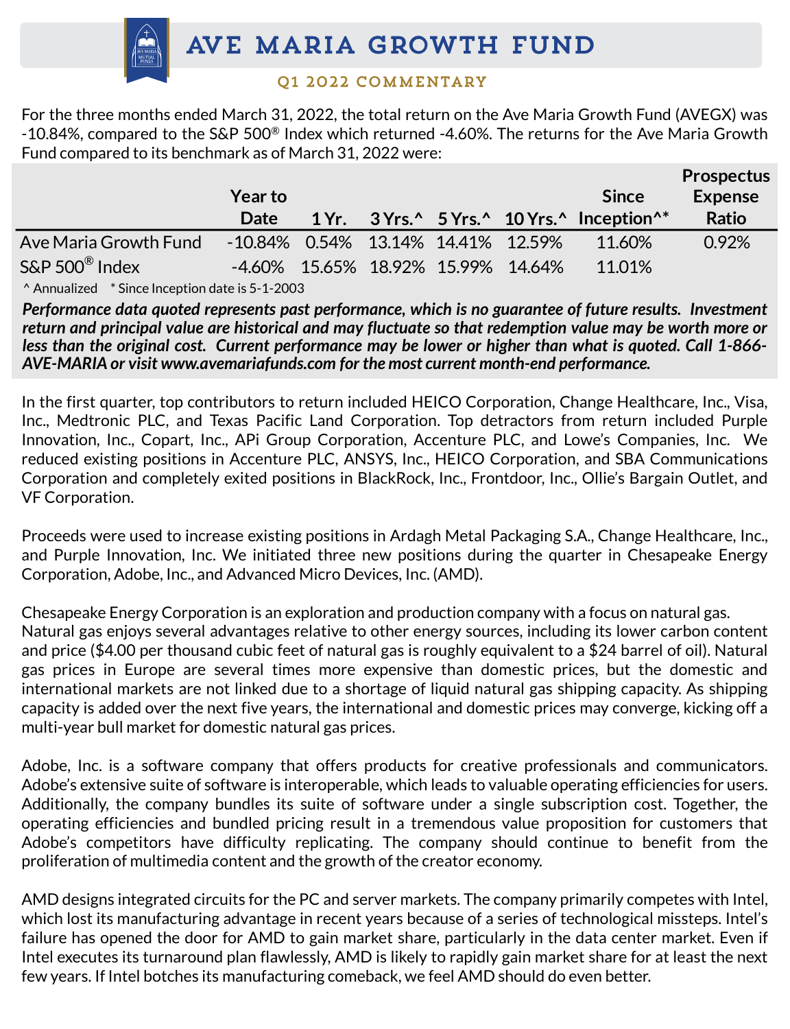# AVE MARIA GROWTH FUND

## Q1 2022 COMMENTARY

For the three months ended March 31, 2022, the total return on the Ave Maria Growth Fund (AVEGX) was -10.84%, compared to the S&P 500® Index which returned -4.60%. The returns for the Ave Maria Growth Fund compared to its benchmark as of March 31, 2022 were:

| | Year to Date | 1 Yr. | 3 Yrs.^ | 5 Yrs.^ | 10 Yrs.^ | Since Inception^* | Prospectus Expense Ratio |
|---|---|---|---|---|---|---|---|
| Ave Maria Growth Fund | -10.84% | 0.54% | 13.14% | 14.41% | 12.59% | 11.60% | 0.92% |
| S&P 500® Index | -4.60% | 15.65% | 18.92% | 15.99% | 14.64% | 11.01% | |

^ Annualized   * Since Inception date is 5-1-2003

***Performance data quoted represents past performance, which is no guarantee of future results. Investment return and principal value are historical and may fluctuate so that redemption value may be worth more or less than the original cost. Current performance may be lower or higher than what is quoted. Call 1-866-AVE-MARIA or visit www.avemariafunds.com for the most current month-end performance.***

In the first quarter, top contributors to return included HEICO Corporation, Change Healthcare, Inc., Visa, Inc., Medtronic PLC, and Texas Pacific Land Corporation. Top detractors from return included Purple Innovation, Inc., Copart, Inc., APi Group Corporation, Accenture PLC, and Lowe's Companies, Inc. We reduced existing positions in Accenture PLC, ANSYS, Inc., HEICO Corporation, and SBA Communications Corporation and completely exited positions in BlackRock, Inc., Frontdoor, Inc., Ollie's Bargain Outlet, and VF Corporation.

Proceeds were used to increase existing positions in Ardagh Metal Packaging S.A., Change Healthcare, Inc., and Purple Innovation, Inc. We initiated three new positions during the quarter in Chesapeake Energy Corporation, Adobe, Inc., and Advanced Micro Devices, Inc. (AMD).

Chesapeake Energy Corporation is an exploration and production company with a focus on natural gas. Natural gas enjoys several advantages relative to other energy sources, including its lower carbon content and price ($4.00 per thousand cubic feet of natural gas is roughly equivalent to a $24 barrel of oil). Natural gas prices in Europe are several times more expensive than domestic prices, but the domestic and international markets are not linked due to a shortage of liquid natural gas shipping capacity. As shipping capacity is added over the next five years, the international and domestic prices may converge, kicking off a multi-year bull market for domestic natural gas prices.

Adobe, Inc. is a software company that offers products for creative professionals and communicators. Adobe's extensive suite of software is interoperable, which leads to valuable operating efficiencies for users. Additionally, the company bundles its suite of software under a single subscription cost. Together, the operating efficiencies and bundled pricing result in a tremendous value proposition for customers that Adobe's competitors have difficulty replicating. The company should continue to benefit from the proliferation of multimedia content and the growth of the creator economy.

AMD designs integrated circuits for the PC and server markets. The company primarily competes with Intel, which lost its manufacturing advantage in recent years because of a series of technological missteps. Intel's failure has opened the door for AMD to gain market share, particularly in the data center market. Even if Intel executes its turnaround plan flawlessly, AMD is likely to rapidly gain market share for at least the next few years. If Intel botches its manufacturing comeback, we feel AMD should do even better.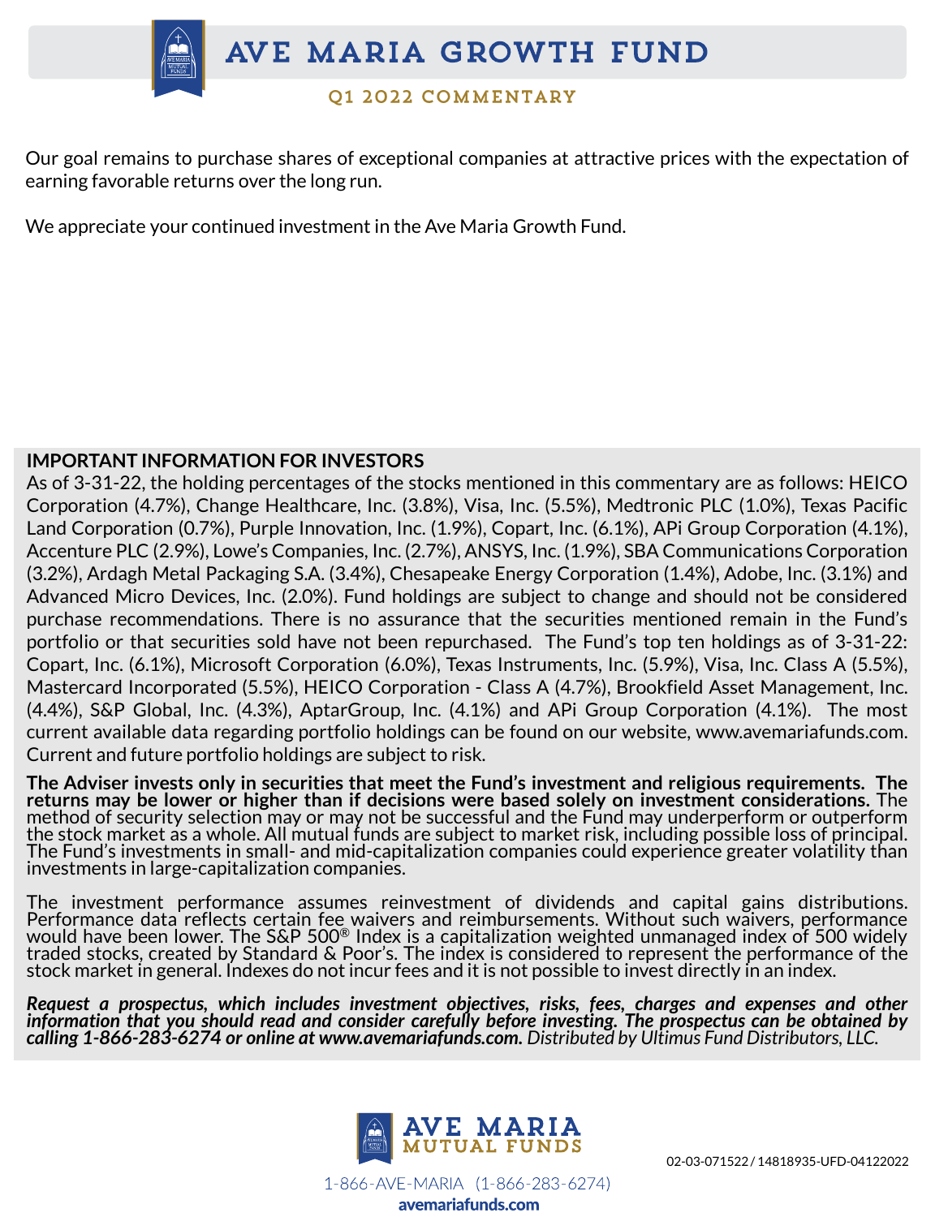Our goal remains to purchase shares of exceptional companies at attractive prices with the expectation of earning favorable returns over the long run.

We appreciate your continued investment in the Ave Maria Growth Fund.

**IMPORTANT INFORMATION FOR INVESTORS**

As of 3-31-22, the holding percentages of the stocks mentioned in this commentary are as follows: HEICO Corporation (4.7%), Change Healthcare, Inc. (3.8%), Visa, Inc. (5.5%), Medtronic PLC (1.0%), Texas Pacific Land Corporation (0.7%), Purple Innovation, Inc. (1.9%), Copart, Inc. (6.1%), APi Group Corporation (4.1%), Accenture PLC (2.9%), Lowe's Companies, Inc. (2.7%), ANSYS, Inc. (1.9%), SBA Communications Corporation (3.2%), Ardagh Metal Packaging S.A. (3.4%), Chesapeake Energy Corporation (1.4%), Adobe, Inc. (3.1%) and Advanced Micro Devices, Inc. (2.0%). Fund holdings are subject to change and should not be considered purchase recommendations. There is no assurance that the securities mentioned remain in the Fund's portfolio or that securities sold have not been repurchased. The Fund's top ten holdings as of 3-31-22: Copart, Inc. (6.1%), Microsoft Corporation (6.0%), Texas Instruments, Inc. (5.9%), Visa, Inc. Class A (5.5%), Mastercard Incorporated (5.5%), HEICO Corporation - Class A (4.7%), Brookfield Asset Management, Inc. (4.4%), S&P Global, Inc. (4.3%), AptarGroup, Inc. (4.1%) and APi Group Corporation (4.1%). The most current available data regarding portfolio holdings can be found on our website, www.avemariafunds.com. Current and future portfolio holdings are subject to risk.

**The Adviser invests only in securities that meet the Fund's investment and religious requirements. The returns may be lower or higher than if decisions were based solely on investment considerations.** The method of security selection may or may not be successful and the Fund may underperform or outperform the stock market as a whole. All mutual funds are subject to market risk, including possible loss of principal. The Fund's investments in small- and mid-capitalization companies could experience greater volatility than investments in large-capitalization companies.

The investment performance assumes reinvestment of dividends and capital gains distributions. Performance data reflects certain fee waivers and reimbursements. Without such waivers, performance would have been lower. The S&P 500® Index is a capitalization weighted unmanaged index of 500 widely traded stocks, created by Standard & Poor's. The index is considered to represent the performance of the stock market in general. Indexes do not incur fees and it is not possible to invest directly in an index.

***Request a prospectus, which includes investment objectives, risks, fees, charges and expenses and other information that you should read and consider carefully before investing. The prospectus can be obtained by calling 1-866-283-6274 or online at www.avemariafunds.com.*** *Distributed by Ultimus Fund Distributors, LLC.*

AVE MARIA MUTUAL FUNDS

1-866-AVE-MARIA (1-866-283-6274)

**avemariafunds.com**

02-03-071522 / 14818935-UFD-04122022